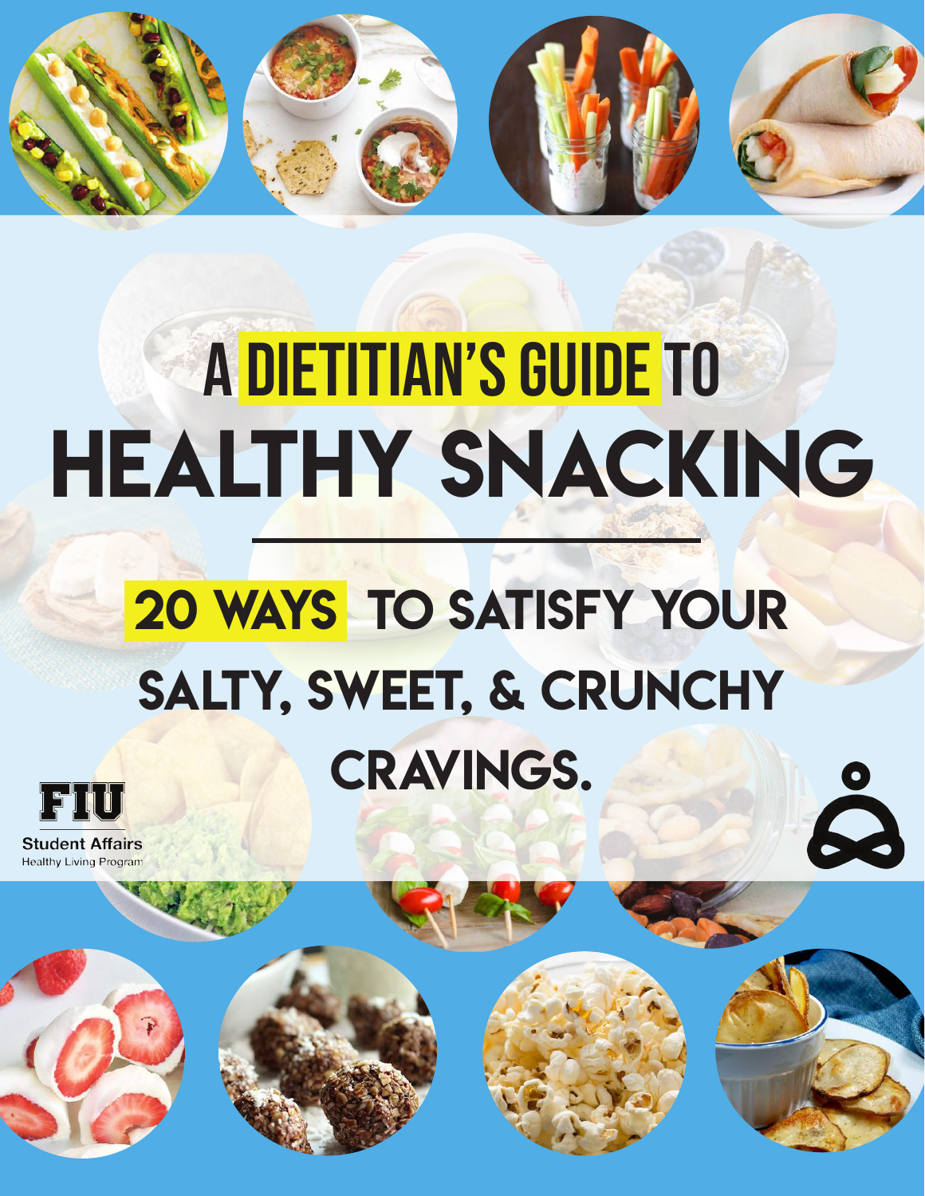# A DIETITIAN'S GUIDE TO HEALTHY SNACKING

## 20 WAYS TO SATISFY YOUR SALTY, SWEET, & CRUNCHY CRAVINGS.

FIU

Student Affairs

Healthy Living Program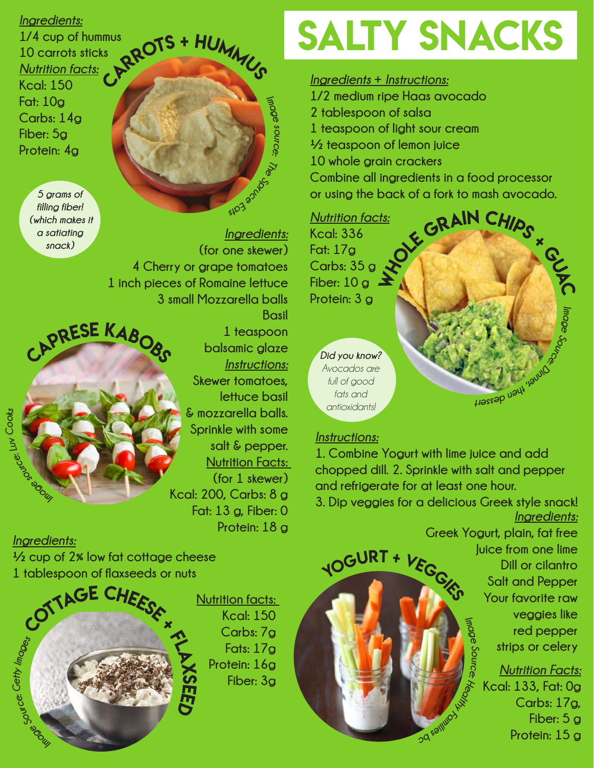# SALTY SNACKS

## CARROTS + HUMMUS

*Ingredients:*

1/4 cup of hummus
10 carrots sticks

*Nutrition facts:*

Kcal: 150
Fat: 10g
Carbs: 14g
Fiber: 5g
Protein: 4g

*5 grams of filling fiber! (which makes it a satiating snack)*

*Image source: The Spruce Eats*

## WHOLE GRAIN CHIPS + GUAC

*Ingredients + Instructions:*

1/2 medium ripe Haas avocado
2 tablespoon of salsa
1 teaspoon of light sour cream
½ teaspoon of lemon juice
10 whole grain crackers
Combine all ingredients in a food processor or using the back of a fork to mash avocado.

*Nutrition facts:*

Kcal: 336
Fat: 17g
Carbs: 35 g
Fiber: 10 g
Protein: 3 g

***Did you know?*** *Avocados are full of good fats and antioxidants!*

*Image Source: Dinner, then dessert*

## CAPRESE KABOBS

*Ingredients:*

(for one skewer)
4 Cherry or grape tomatoes
1 inch pieces of Romaine lettuce
3 small Mozzarella balls
Basil
1 teaspoon balsamic glaze

*Instructions:*

Skewer tomatoes, lettuce basil & mozzarella balls. Sprinkle with some salt & pepper.

Nutrition Facts:

(for 1 skewer)
Kcal: 200, Carbs: 8 g
Fat: 13 g, Fiber: 0
Protein: 18 g

*Image source: Luv Cooks*

## YOGURT + VEGGIES

*Instructions:*

1. Combine Yogurt with lime juice and add chopped dill. 2. Sprinkle with salt and pepper and refrigerate for at least one hour.
3. Dip veggies for a delicious Greek style snack!

*Ingredients:*

Greek Yogurt, plain, fat free
Juice from one lime
Dill or cilantro
Salt and Pepper
Your favorite raw veggies like red pepper strips or celery

*Nutrition Facts:*

Kcal: 133, Fat: 0g
Carbs: 17g,
Fiber: 5 g
Protein: 15 g

*Image Source: Healthy Families bc*

## COTTAGE CHEESE + FLAXSEED

*Ingredients:*

½ cup of 2% low fat cottage cheese
1 tablespoon of flaxseeds or nuts

Nutrition facts:

Kcal: 150
Carbs: 7g
Fats: 17g
Protein: 16g
Fiber: 3g

*Image Source: Getty Images*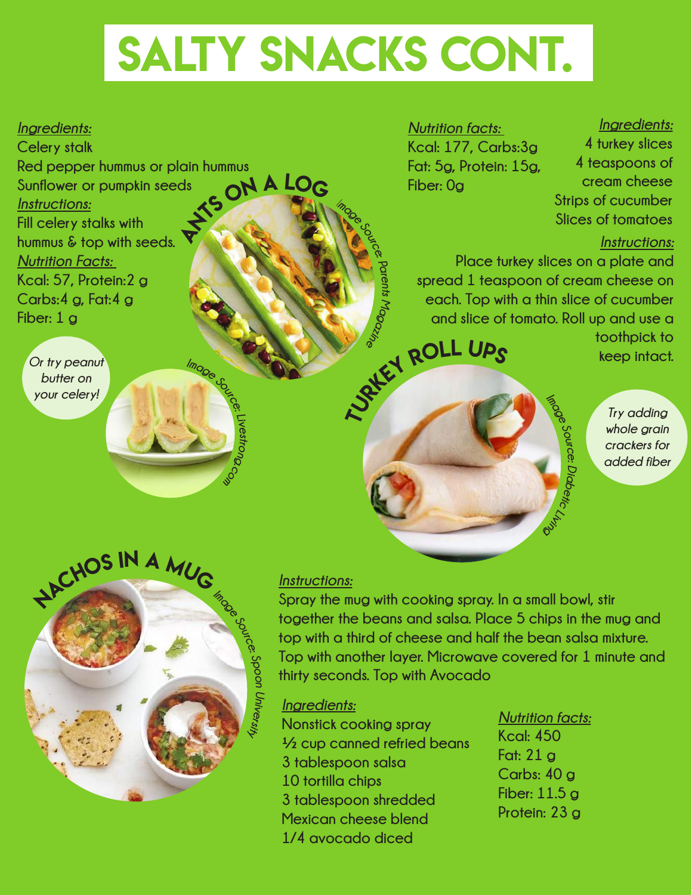# SALTY SNACKS CONT.

## ANTS ON A LOG

*Ingredients:*

Celery stalk
Red pepper hummus or plain hummus
Sunflower or pumpkin seeds

*Instructions:*

Fill celery stalks with hummus & top with seeds.

*Nutrition Facts:*

Kcal: 57, Protein:2 g
Carbs:4 g, Fat:4 g
Fiber: 1 g

Image Source: Parents Magazine

*Or try peanut butter on your celery!*

Image Source: Livestrong.com

## TURKEY ROLL UPS

*Nutrition facts:*

Kcal: 177, Carbs:3g
Fat: 5g, Protein: 15g,
Fiber: 0g

*Ingredients:*

4 turkey slices
4 teaspoons of cream cheese
Strips of cucumber
Slices of tomatoes

*Instructions:*

Place turkey slices on a plate and spread 1 teaspoon of cream cheese on each. Top with a thin slice of cucumber and slice of tomato. Roll up and use a toothpick to keep intact.

Image Source: Diabetic Living

*Try adding whole grain crackers for added fiber*

## NACHOS IN A MUG

Image Source: Spoon University

*Instructions:*

Spray the mug with cooking spray. In a small bowl, stir together the beans and salsa. Place 5 chips in the mug and top with a third of cheese and half the bean salsa mixture. Top with another layer. Microwave covered for 1 minute and thirty seconds. Top with Avocado

*Ingredients:*

Nonstick cooking spray
½ cup canned refried beans
3 tablespoon salsa
10 tortilla chips
3 tablespoon shredded Mexican cheese blend
1/4 avocado diced

*Nutrition facts:*

Kcal: 450
Fat: 21 g
Carbs: 40 g
Fiber: 11.5 g
Protein: 23 g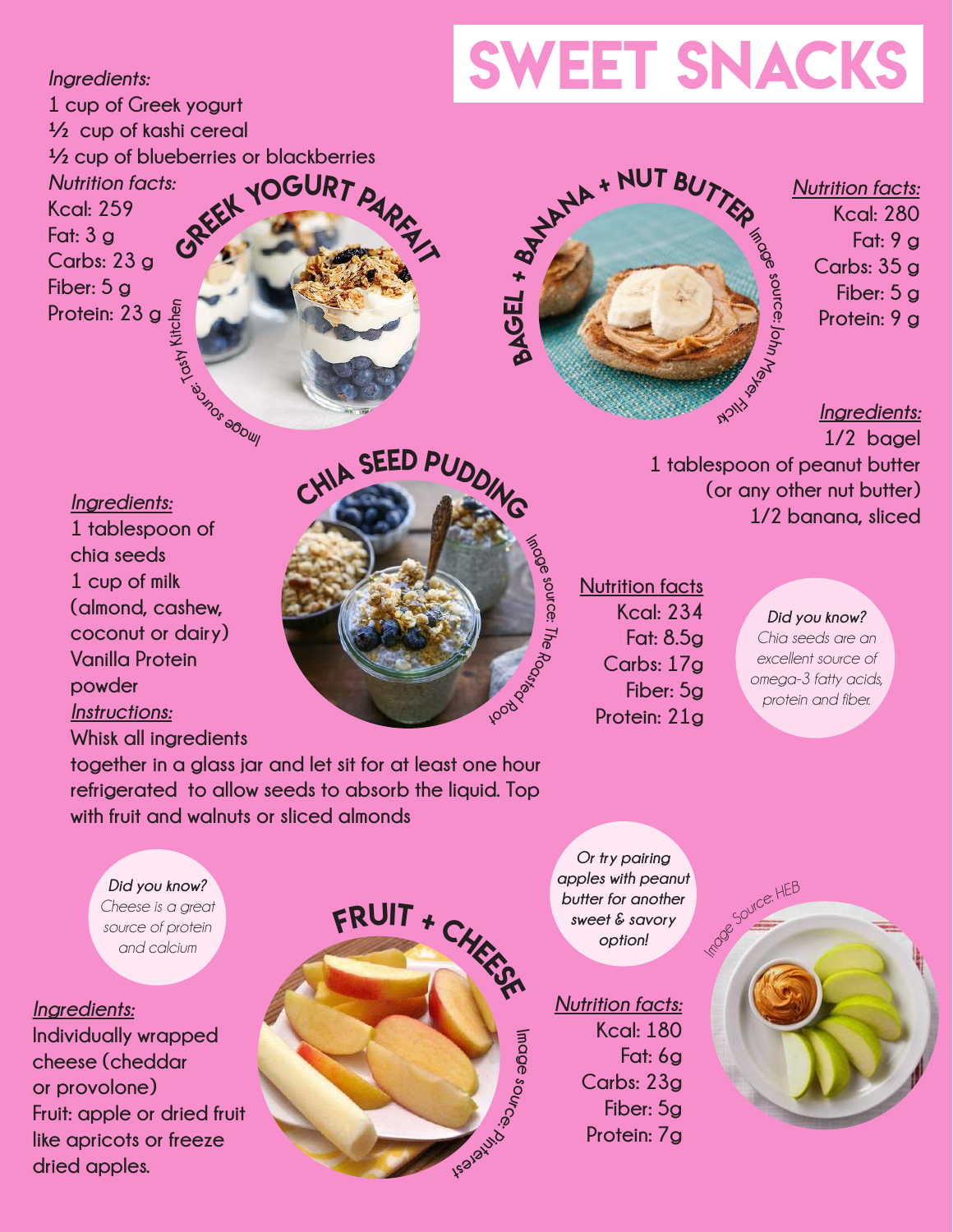# SWEET SNACKS

## Greek Yogurt Parfait

*Ingredients:*

1 cup of Greek yogurt
½ cup of kashi cereal
½ cup of blueberries or blackberries

*Nutrition facts:*

Kcal: 259
Fat: 3 g
Carbs: 23 g
Fiber: 5 g
Protein: 23 g

Image source: Tasty Kitchen

## Bagel + Banana + Nut Butter

Image source: John Meyer Flickr

*Nutrition facts:*

Kcal: 280
Fat: 9 g
Carbs: 35 g
Fiber: 5 g
Protein: 9 g

*Ingredients:*

1/2 bagel
1 tablespoon of peanut butter (or any other nut butter)
1/2 banana, sliced

## Chia Seed Pudding

*Ingredients:*

1 tablespoon of chia seeds
1 cup of milk (almond, cashew, coconut or dairy)
Vanilla Protein powder

*Instructions:*

Whisk all ingredients together in a glass jar and let sit for at least one hour refrigerated to allow seeds to absorb the liquid. Top with fruit and walnuts or sliced almonds

Image source: The Roasted Root

Nutrition facts

Kcal: 234
Fat: 8.5g
Carbs: 17g
Fiber: 5g
Protein: 21g

**Did you know?**
*Chia seeds are an excellent source of omega-3 fatty acids, protein and fiber.*

## Fruit + Cheese

**Did you know?**
*Cheese is a great source of protein and calcium*

*Ingredients:*

Individually wrapped cheese (cheddar or provolone)
Fruit: apple or dried fruit like apricots or freeze dried apples.

Image source: Pinterest

*Or try pairing apples with peanut butter for another sweet & savory option!*

*Nutrition facts:*

Kcal: 180
Fat: 6g
Carbs: 23g
Fiber: 5g
Protein: 7g

Image Source: HEB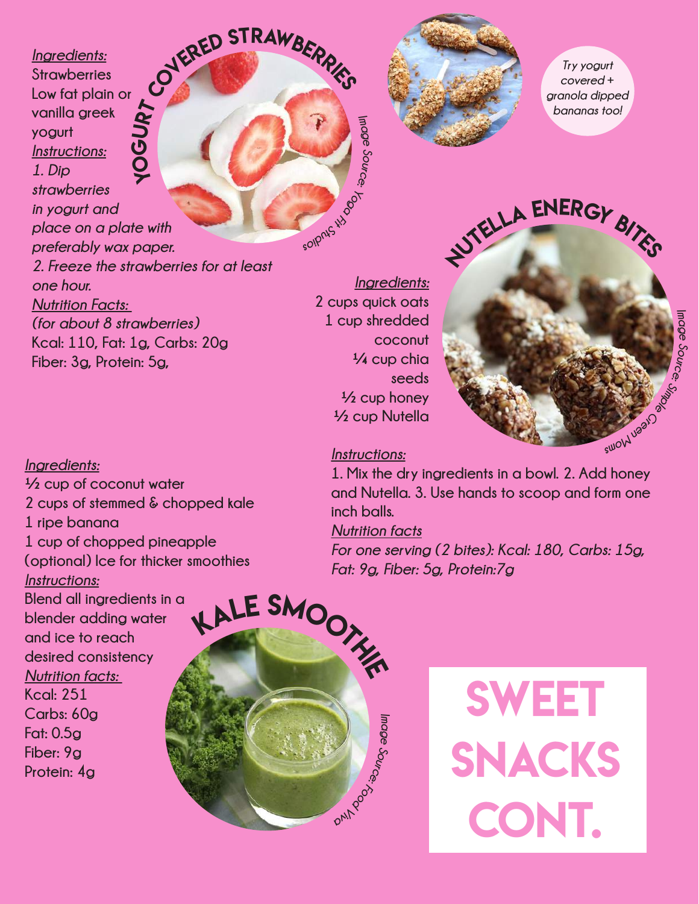# Sweet Snacks Cont.

## Yogurt Covered Strawberries

*Ingredients:*

Strawberries

Low fat plain or vanilla greek yogurt

*Instructions:*

*1. Dip strawberries in yogurt and place on a plate with preferably wax paper.*

*2. Freeze the strawberries for at least one hour.*

*Nutrition Facts:*

*(for about 8 strawberries)*

Kcal: 110, Fat: 1g, Carbs: 20g

Fiber: 3g, Protein: 5g,

Image Source: Yoga Fit Studios

*Try yogurt covered + granola dipped bananas too!*

## Nutella Energy Bites

*Ingredients:*

2 cups quick oats

1 cup shredded coconut

¼ cup chia seeds

½ cup honey

½ cup Nutella

*Instructions:*

1. Mix the dry ingredients in a bowl. 2. Add honey and Nutella. 3. Use hands to scoop and form one inch balls.

*Nutrition facts*

*For one serving (2 bites): Kcal: 180, Carbs: 15g, Fat: 9g, Fiber: 5g, Protein:7g*

Image Source: Simple Green Moms

## Kale Smoothie

*Ingredients:*

½ cup of coconut water

2 cups of stemmed & chopped kale

1 ripe banana

1 cup of chopped pineapple

(optional) Ice for thicker smoothies

*Instructions:*

Blend all ingredients in a blender adding water and ice to reach desired consistency

*Nutrition facts:*

Kcal: 251

Carbs: 60g

Fat: 0.5g

Fiber: 9g

Protein: 4g

Image Source: Food Viva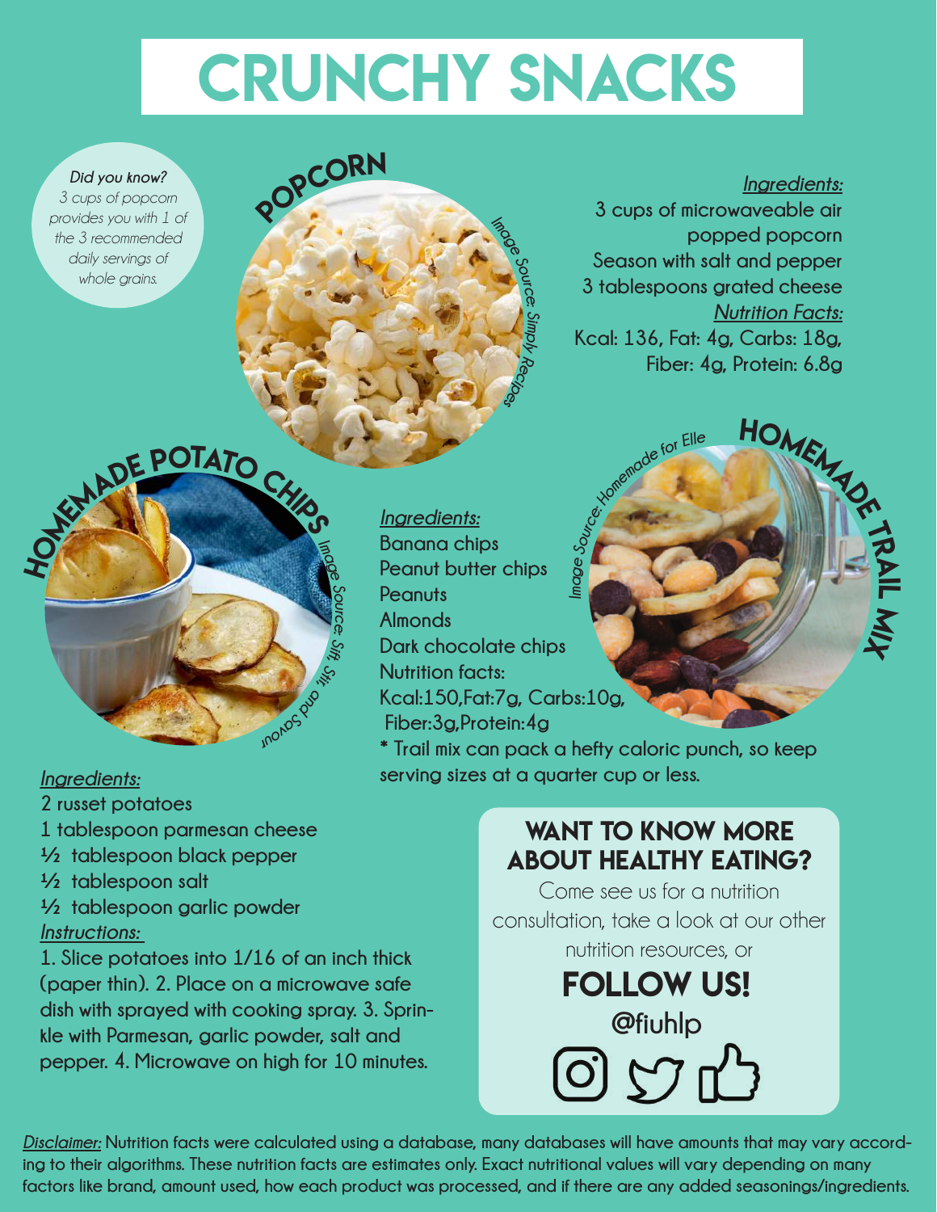# CRUNCHY SNACKS

***Did you know?***
*3 cups of popcorn provides you with 1 of the 3 recommended daily servings of whole grains.*

## POPCORN

*Image Source: Simply Recipes*

***Ingredients:***

3 cups of microwaveable air popped popcorn
Season with salt and pepper
3 tablespoons grated cheese

***Nutrition Facts:***

Kcal: 136, Fat: 4g, Carbs: 18g, Fiber: 4g, Protein: 6.8g

## HOMEMADE POTATO CHIPS

*Image Source: Sift, Stir, and Savour*

***Ingredients:***

2 russet potatoes
1 tablespoon parmesan cheese
½ tablespoon black pepper
½ tablespoon salt
½ tablespoon garlic powder

***Instructions:***

1. Slice potatoes into 1/16 of an inch thick (paper thin). 2. Place on a microwave safe dish with sprayed with cooking spray. 3. Sprinkle with Parmesan, garlic powder, salt and pepper. 4. Microwave on high for 10 minutes.

## HOMEMADE TRAIL MIX

*Image Source: Homemade for Elle*

***Ingredients:***

Banana chips
Peanut butter chips
Peanuts
Almonds
Dark chocolate chips

Nutrition facts:
Kcal:150,Fat:7g, Carbs:10g, Fiber:3g,Protein:4g

* Trail mix can pack a hefty caloric punch, so keep serving sizes at a quarter cup or less.

## WANT TO KNOW MORE ABOUT HEALTHY EATING?

Come see us for a nutrition consultation, take a look at our other nutrition resources, or

## FOLLOW US!

@fiuhlp

***Disclaimer:*** Nutrition facts were calculated using a database, many databases will have amounts that may vary according to their algorithms. These nutrition facts are estimates only. Exact nutritional values will vary depending on many factors like brand, amount used, how each product was processed, and if there are any added seasonings/ingredients.